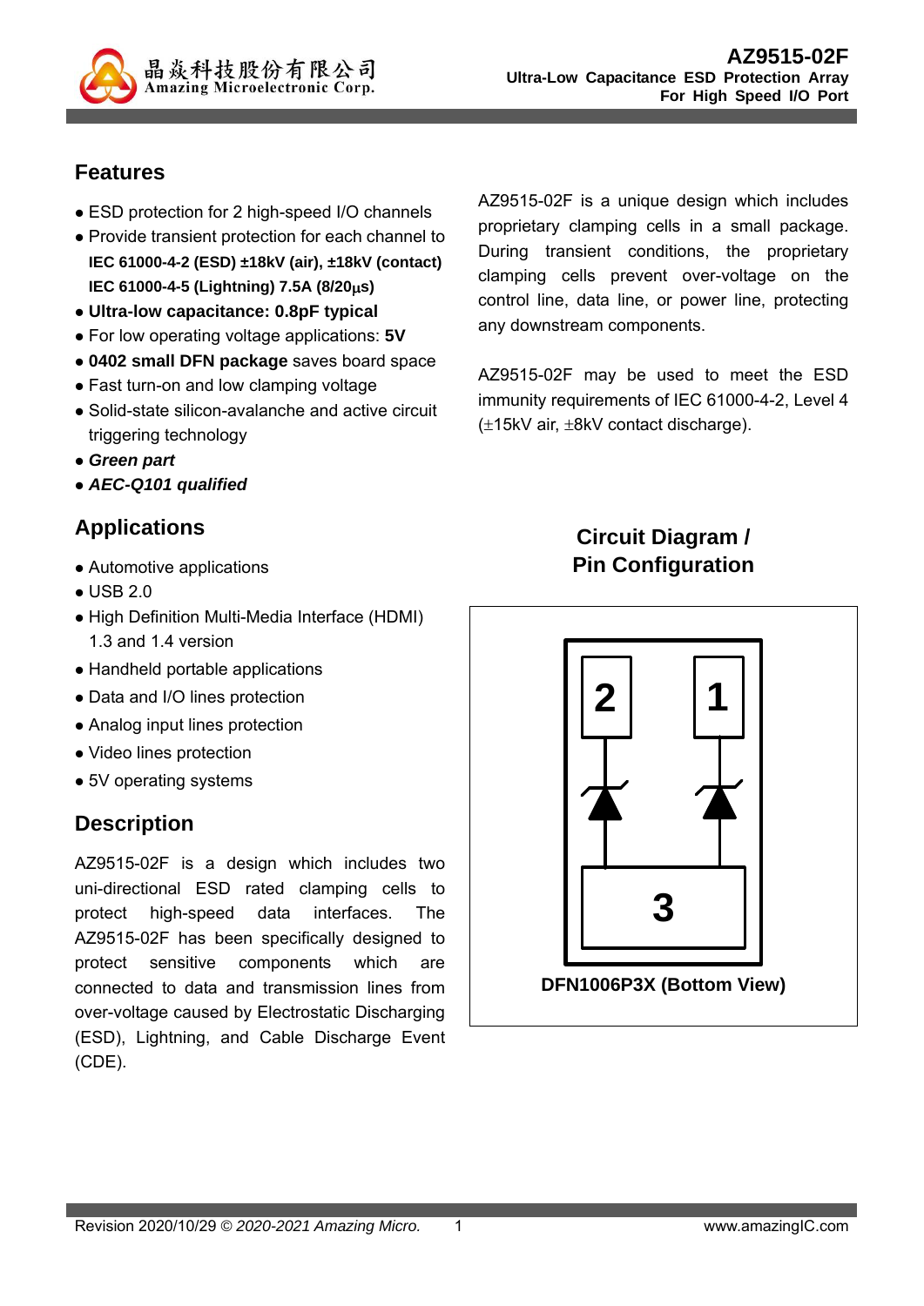# AZ9515-02F

**Ultra-Low Capacitance ESD Protection Array For High Speed I/O Port**

## Features

- ESD protection for 2 high-speed I/O channels
- Provide transient protection for each channel to **IEC 61000-4-2 (ESD) ±18kV (air), ±18kV (contact)** **IEC 61000-4-5 (Lightning) 7.5A (8/20μs)**
- **Ultra-low capacitance: 0.8pF typical**
- For low operating voltage applications: **5V**
- **0402 small DFN package** saves board space
- Fast turn-on and low clamping voltage
- Solid-state silicon-avalanche and active circuit triggering technology
- ***Green part***
- ***AEC-Q101 qualified***

## Applications

- Automotive applications
- USB 2.0
- High Definition Multi-Media Interface (HDMI) 1.3 and 1.4 version
- Handheld portable applications
- Data and I/O lines protection
- Analog input lines protection
- Video lines protection
- 5V operating systems

## Description

AZ9515-02F is a design which includes two uni-directional ESD rated clamping cells to protect high-speed data interfaces. The AZ9515-02F has been specifically designed to protect sensitive components which are connected to data and transmission lines from over-voltage caused by Electrostatic Discharging (ESD), Lightning, and Cable Discharge Event (CDE).

AZ9515-02F is a unique design which includes proprietary clamping cells in a small package. During transient conditions, the proprietary clamping cells prevent over-voltage on the control line, data line, or power line, protecting any downstream components.

AZ9515-02F may be used to meet the ESD immunity requirements of IEC 61000-4-2, Level 4 (±15kV air, ±8kV contact discharge).

## Circuit Diagram / Pin Configuration

**DFN1006P3X (Bottom View)**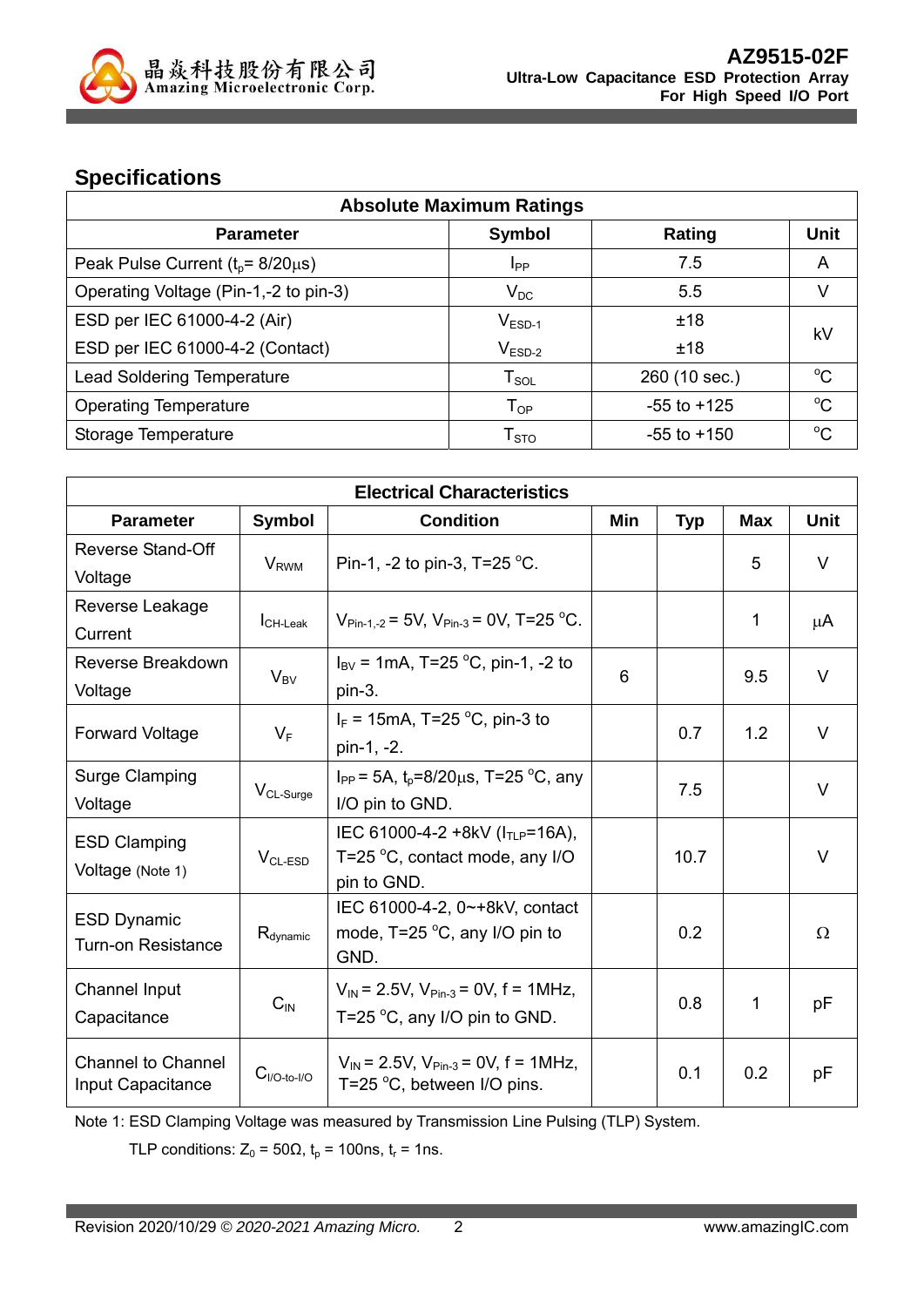## Specifications

| Absolute Maximum Ratings | | | |
|---|---|---|---|
| **Parameter** | **Symbol** | **Rating** | **Unit** |
| Peak Pulse Current ($t_p$= 8/20µs) | $I_{PP}$ | 7.5 | A |
| Operating Voltage (Pin-1,-2 to pin-3) | $V_{DC}$ | 5.5 | V |
| ESD per IEC 61000-4-2 (Air) | $V_{ESD-1}$ | ±18 | kV |
| ESD per IEC 61000-4-2 (Contact) | $V_{ESD-2}$ | ±18 | kV |
| Lead Soldering Temperature | $T_{SOL}$ | 260 (10 sec.) | °C |
| Operating Temperature | $T_{OP}$ | -55 to +125 | °C |
| Storage Temperature | $T_{STO}$ | -55 to +150 | °C |

| Electrical Characteristics | | | | | | |
|---|---|---|---|---|---|---|
| **Parameter** | **Symbol** | **Condition** | **Min** | **Typ** | **Max** | **Unit** |
| Reverse Stand-Off Voltage | $V_{RWM}$ | Pin-1, -2 to pin-3, T=25 °C. | | | 5 | V |
| Reverse Leakage Current | $I_{CH-Leak}$ | $V_{Pin-1,-2}$ = 5V, $V_{Pin-3}$ = 0V, T=25 °C. | | | 1 | µA |
| Reverse Breakdown Voltage | $V_{BV}$ | $I_{BV}$ = 1mA, T=25 °C, pin-1, -2 to pin-3. | 6 | | 9.5 | V |
| Forward Voltage | $V_F$ | $I_F$ = 15mA, T=25 °C, pin-3 to pin-1, -2. | | 0.7 | 1.2 | V |
| Surge Clamping Voltage | $V_{CL-Surge}$ | $I_{PP}$ = 5A, $t_p$=8/20µs, T=25 °C, any I/O pin to GND. | | 7.5 | | V |
| ESD Clamping Voltage (Note 1) | $V_{CL-ESD}$ | IEC 61000-4-2 +8kV ($I_{TLP}$=16A), T=25 °C, contact mode, any I/O pin to GND. | | 10.7 | | V |
| ESD Dynamic Turn-on Resistance | $R_{dynamic}$ | IEC 61000-4-2, 0~+8kV, contact mode, T=25 °C, any I/O pin to GND. | | 0.2 | | Ω |
| Channel Input Capacitance | $C_{IN}$ | $V_{IN}$ = 2.5V, $V_{Pin-3}$ = 0V, f = 1MHz, T=25 °C, any I/O pin to GND. | | 0.8 | 1 | pF |
| Channel to Channel Input Capacitance | $C_{I/O-to-I/O}$ | $V_{IN}$ = 2.5V, $V_{Pin-3}$ = 0V, f = 1MHz, T=25 °C, between I/O pins. | | 0.1 | 0.2 | pF |

Note 1: ESD Clamping Voltage was measured by Transmission Line Pulsing (TLP) System.

TLP conditions: $Z_0$ = 50Ω, $t_p$ = 100ns, $t_r$ = 1ns.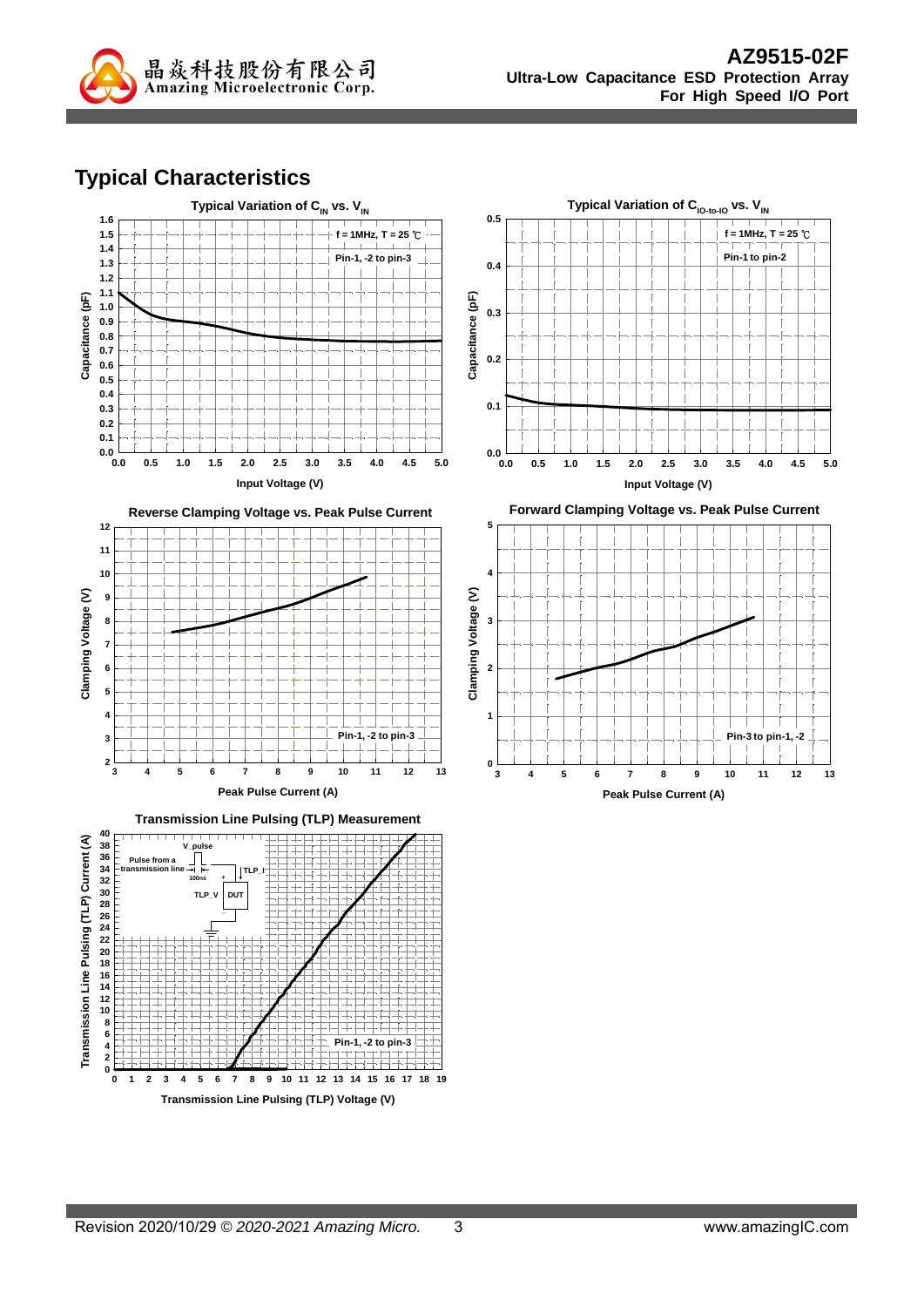## Typical Characteristics

**Typical Variation of $C_{IN}$ vs. $V_{IN}$**

f = 1MHz, T = 25 ℃

Pin-1, -2 to pin-3

Capacitance (pF)

Input Voltage (V)

**Typical Variation of $C_{IO\text{-}to\text{-}IO}$ vs. $V_{IN}$**

f = 1MHz, T = 25 ℃

Pin-1 to pin-2

Capacitance (pF)

Input Voltage (V)

**Reverse Clamping Voltage vs. Peak Pulse Current**

Pin-1, -2 to pin-3

Clamping Voltage (V)

Peak Pulse Current (A)

**Forward Clamping Voltage vs. Peak Pulse Current**

Pin-3 to pin-1, -2

Clamping Voltage (V)

Peak Pulse Current (A)

**Transmission Line Pulsing (TLP) Measurement**

V_pulse

Pulse from a transmission line

100ns

TLP_I

TLP_V

DUT

Pin-1, -2 to pin-3

Transmission Line Pulsing (TLP) Current (A)

Transmission Line Pulsing (TLP) Voltage (V)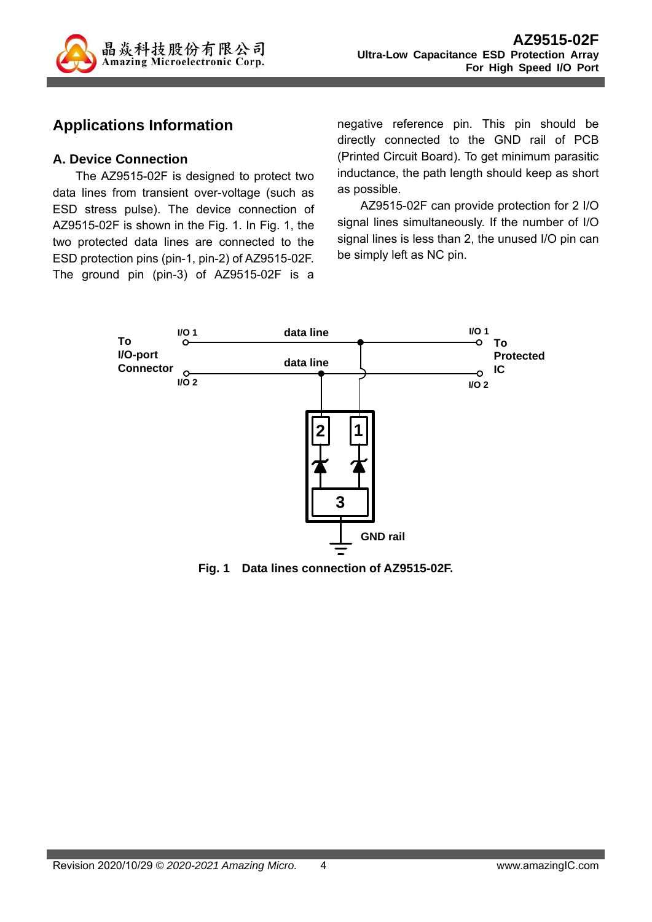## Applications Information

### A. Device Connection

The AZ9515-02F is designed to protect two data lines from transient over-voltage (such as ESD stress pulse). The device connection of AZ9515-02F is shown in the Fig. 1. In Fig. 1, the two protected data lines are connected to the ESD protection pins (pin-1, pin-2) of AZ9515-02F. The ground pin (pin-3) of AZ9515-02F is a negative reference pin. This pin should be directly connected to the GND rail of PCB (Printed Circuit Board). To get minimum parasitic inductance, the path length should keep as short as possible.

AZ9515-02F can provide protection for 2 I/O signal lines simultaneously. If the number of I/O signal lines is less than 2, the unused I/O pin can be simply left as NC pin.

**Fig. 1 Data lines connection of AZ9515-02F.**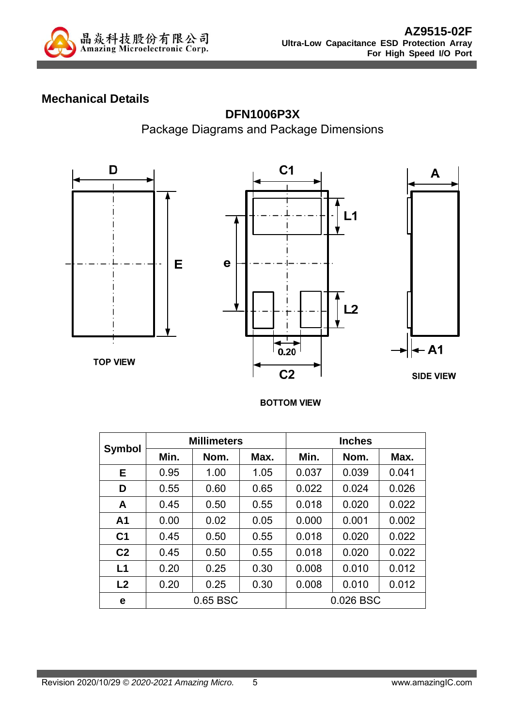## Mechanical Details

### DFN1006P3X

Package Diagrams and Package Dimensions

TOP VIEW

BOTTOM VIEW

SIDE VIEW

| Symbol | Millimeters | | | Inches | | |
|---|---|---|---|---|---|---|
| | Min. | Nom. | Max. | Min. | Nom. | Max. |
| E | 0.95 | 1.00 | 1.05 | 0.037 | 0.039 | 0.041 |
| D | 0.55 | 0.60 | 0.65 | 0.022 | 0.024 | 0.026 |
| A | 0.45 | 0.50 | 0.55 | 0.018 | 0.020 | 0.022 |
| A1 | 0.00 | 0.02 | 0.05 | 0.000 | 0.001 | 0.002 |
| C1 | 0.45 | 0.50 | 0.55 | 0.018 | 0.020 | 0.022 |
| C2 | 0.45 | 0.50 | 0.55 | 0.018 | 0.020 | 0.022 |
| L1 | 0.20 | 0.25 | 0.30 | 0.008 | 0.010 | 0.012 |
| L2 | 0.20 | 0.25 | 0.30 | 0.008 | 0.010 | 0.012 |
| e | 0.65 BSC | | | 0.026 BSC | | |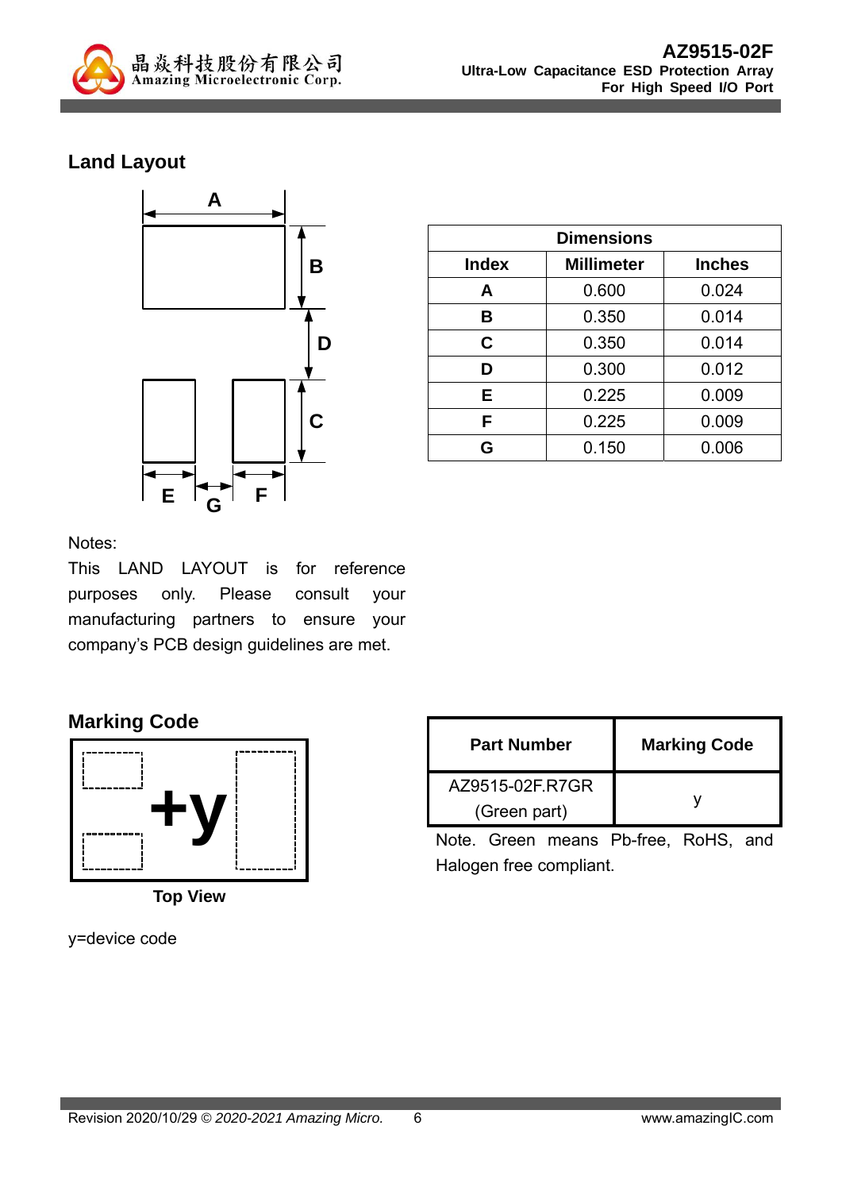## Land Layout

| Dimensions | | |
|---|---|---|
| **Index** | **Millimeter** | **Inches** |
| **A** | 0.600 | 0.024 |
| **B** | 0.350 | 0.014 |
| **C** | 0.350 | 0.014 |
| **D** | 0.300 | 0.012 |
| **E** | 0.225 | 0.009 |
| **F** | 0.225 | 0.009 |
| **G** | 0.150 | 0.006 |

Notes:
This LAND LAYOUT is for reference purposes only. Please consult your manufacturing partners to ensure your company's PCB design guidelines are met.

## Marking Code

+y

**Top View**

y=device code

| Part Number | Marking Code |
|---|---|
| AZ9515-02F.R7GR (Green part) | y |

Note. Green means Pb-free, RoHS, and Halogen free compliant.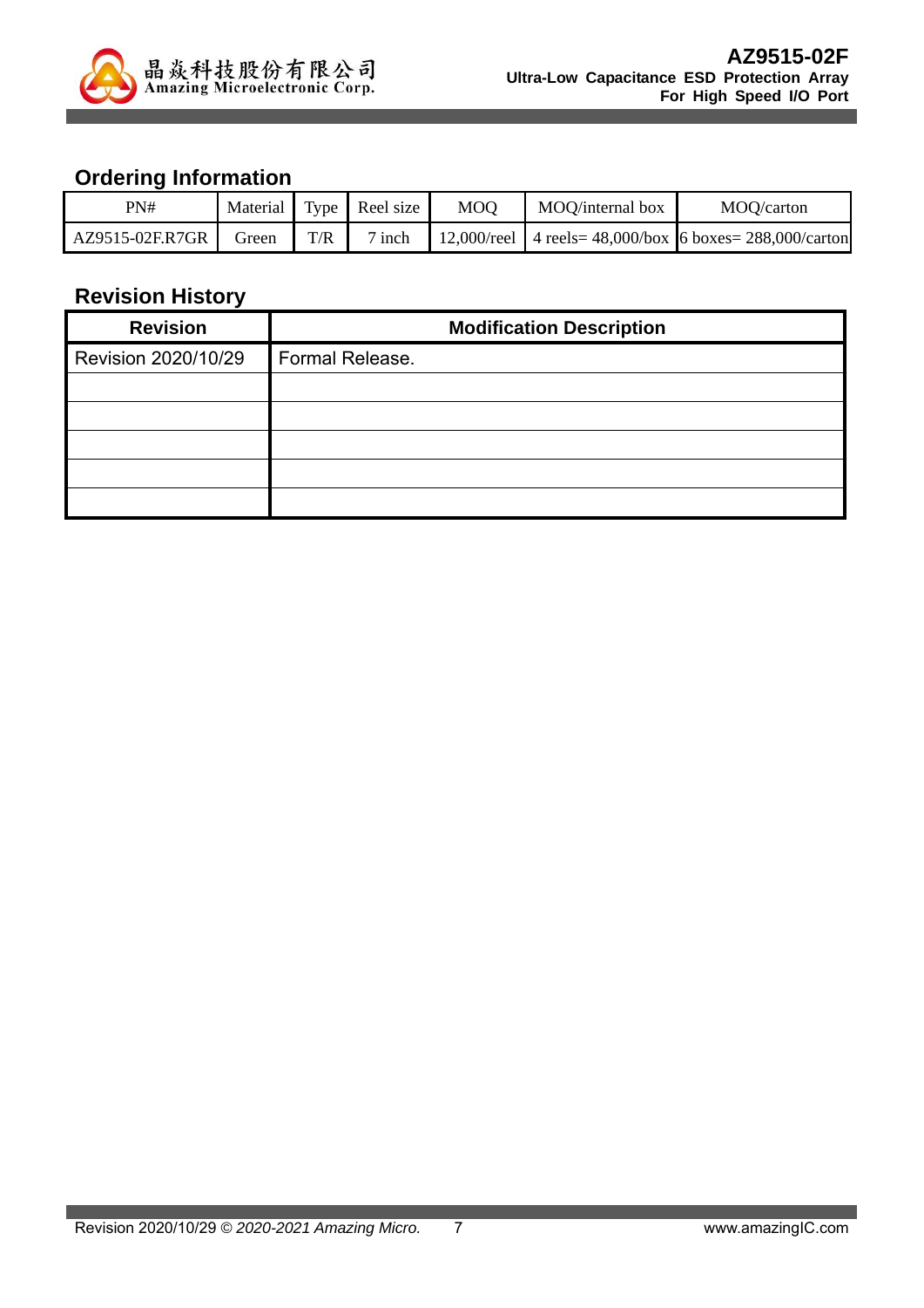## Ordering Information

| PN# | Material | Type | Reel size | MOQ | MOQ/internal box | MOQ/carton |
|---|---|---|---|---|---|---|
| AZ9515-02F.R7GR | Green | T/R | 7 inch | 12,000/reel | 4 reels= 48,000/box | 6 boxes= 288,000/carton |

## Revision History

| Revision | Modification Description |
|---|---|
| Revision 2020/10/29 | Formal Release. |
| | |
| | |
| | |
| | |
| | |